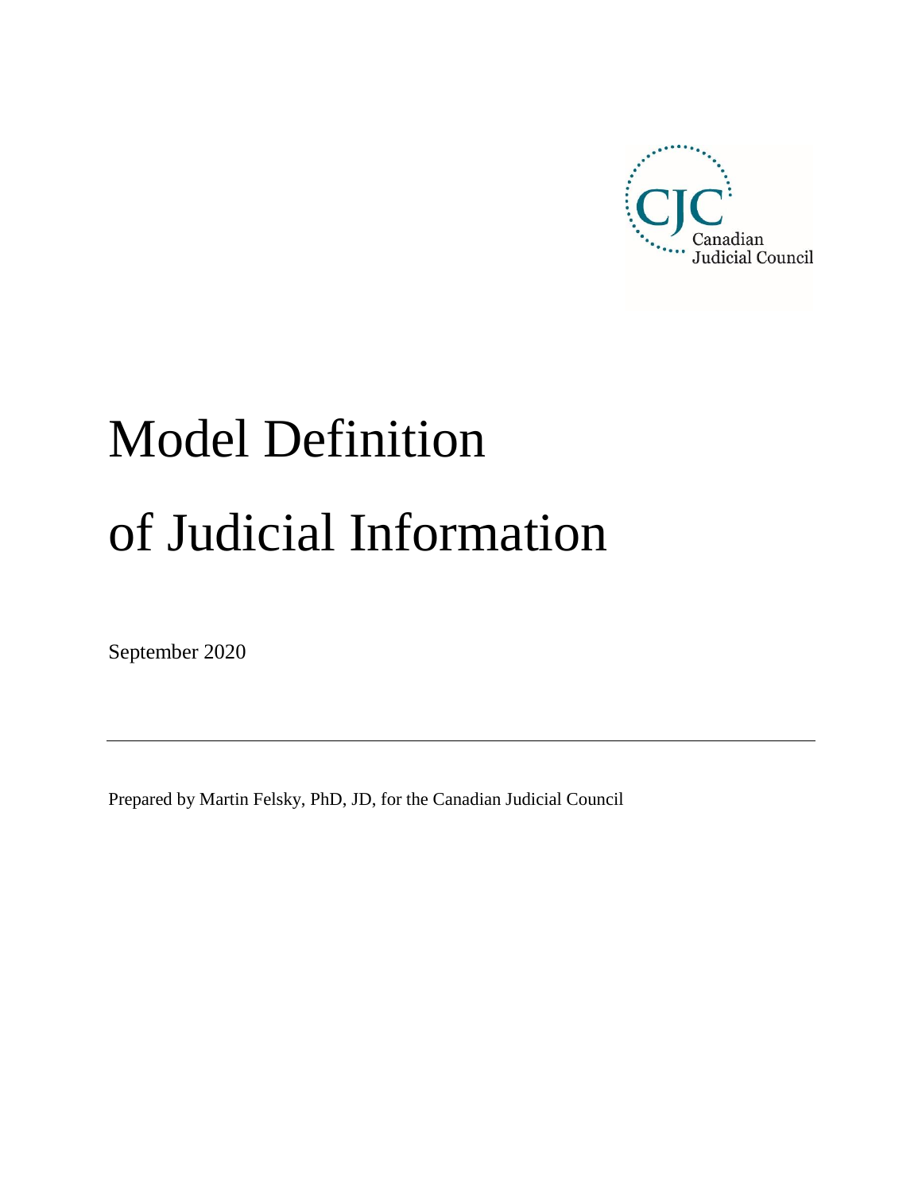CJC Canadian Judicial Council

# Model Definition of Judicial Information

September 2020

---

Prepared by Martin Felsky, PhD, JD, for the Canadian Judicial Council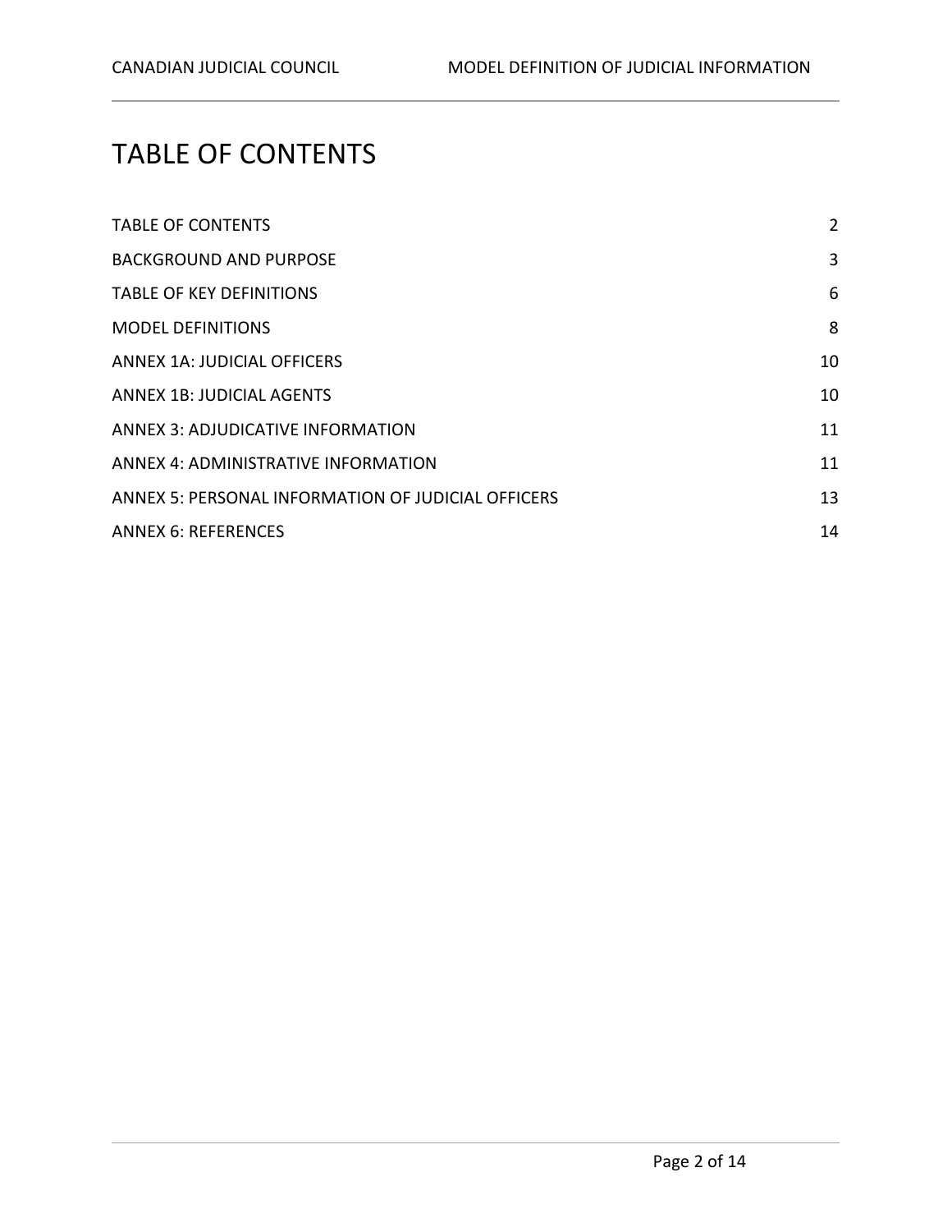# TABLE OF CONTENTS

| | |
|---|---|
| TABLE OF CONTENTS | 2 |
| BACKGROUND AND PURPOSE | 3 |
| TABLE OF KEY DEFINITIONS | 6 |
| MODEL DEFINITIONS | 8 |
| ANNEX 1A: JUDICIAL OFFICERS | 10 |
| ANNEX 1B: JUDICIAL AGENTS | 10 |
| ANNEX 3: ADJUDICATIVE INFORMATION | 11 |
| ANNEX 4: ADMINISTRATIVE INFORMATION | 11 |
| ANNEX 5: PERSONAL INFORMATION OF JUDICIAL OFFICERS | 13 |
| ANNEX 6: REFERENCES | 14 |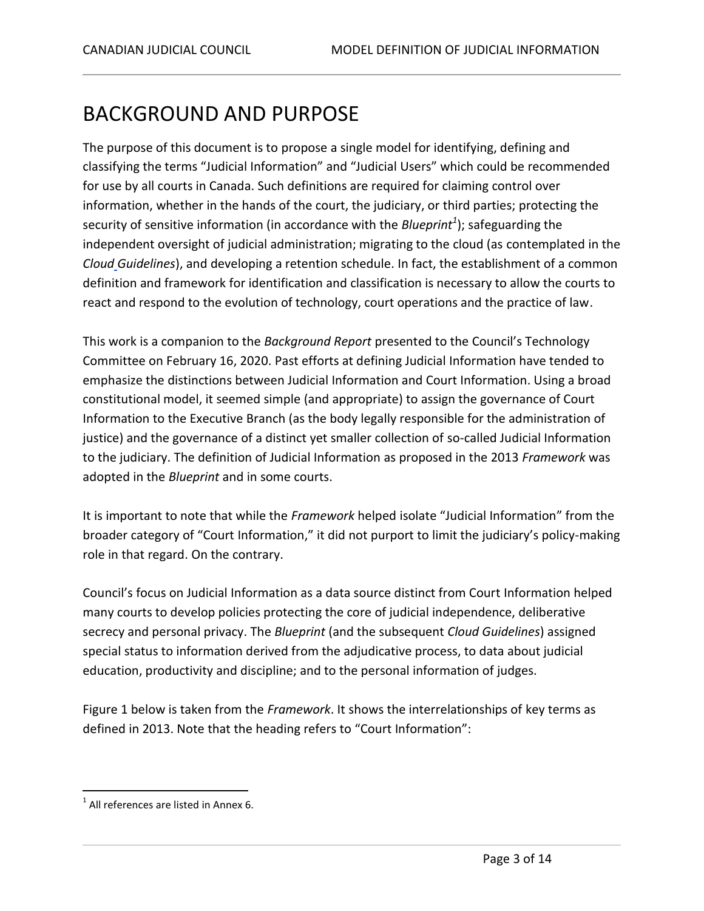# BACKGROUND AND PURPOSE

The purpose of this document is to propose a single model for identifying, defining and classifying the terms "Judicial Information" and "Judicial Users" which could be recommended for use by all courts in Canada. Such definitions are required for claiming control over information, whether in the hands of the court, the judiciary, or third parties; protecting the security of sensitive information (in accordance with the *Blueprint*[1]); safeguarding the independent oversight of judicial administration; migrating to the cloud (as contemplated in the *Cloud Guidelines*), and developing a retention schedule. In fact, the establishment of a common definition and framework for identification and classification is necessary to allow the courts to react and respond to the evolution of technology, court operations and the practice of law.

This work is a companion to the *Background Report* presented to the Council's Technology Committee on February 16, 2020. Past efforts at defining Judicial Information have tended to emphasize the distinctions between Judicial Information and Court Information. Using a broad constitutional model, it seemed simple (and appropriate) to assign the governance of Court Information to the Executive Branch (as the body legally responsible for the administration of justice) and the governance of a distinct yet smaller collection of so-called Judicial Information to the judiciary. The definition of Judicial Information as proposed in the 2013 *Framework* was adopted in the *Blueprint* and in some courts.

It is important to note that while the *Framework* helped isolate "Judicial Information" from the broader category of "Court Information," it did not purport to limit the judiciary's policy-making role in that regard. On the contrary.

Council's focus on Judicial Information as a data source distinct from Court Information helped many courts to develop policies protecting the core of judicial independence, deliberative secrecy and personal privacy. The *Blueprint* (and the subsequent *Cloud Guidelines*) assigned special status to information derived from the adjudicative process, to data about judicial education, productivity and discipline; and to the personal information of judges.

Figure 1 below is taken from the *Framework*. It shows the interrelationships of key terms as defined in 2013. Note that the heading refers to "Court Information":

[1] All references are listed in Annex 6.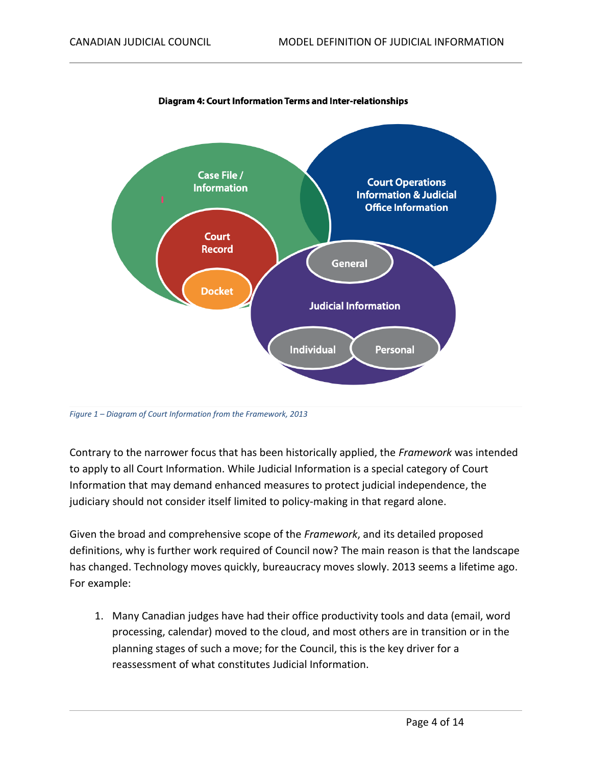**Diagram 4: Court Information Terms and Inter-relationships**

Case File / Information

Court Record

Docket

Court Operations Information & Judicial Office Information

General

Judicial Information

Individual

Personal

*Figure 1 – Diagram of Court Information from the Framework, 2013*

Contrary to the narrower focus that has been historically applied, the *Framework* was intended to apply to all Court Information. While Judicial Information is a special category of Court Information that may demand enhanced measures to protect judicial independence, the judiciary should not consider itself limited to policy-making in that regard alone.

Given the broad and comprehensive scope of the *Framework*, and its detailed proposed definitions, why is further work required of Council now? The main reason is that the landscape has changed. Technology moves quickly, bureaucracy moves slowly. 2013 seems a lifetime ago. For example:

1. Many Canadian judges have had their office productivity tools and data (email, word processing, calendar) moved to the cloud, and most others are in transition or in the planning stages of such a move; for the Council, this is the key driver for a reassessment of what constitutes Judicial Information.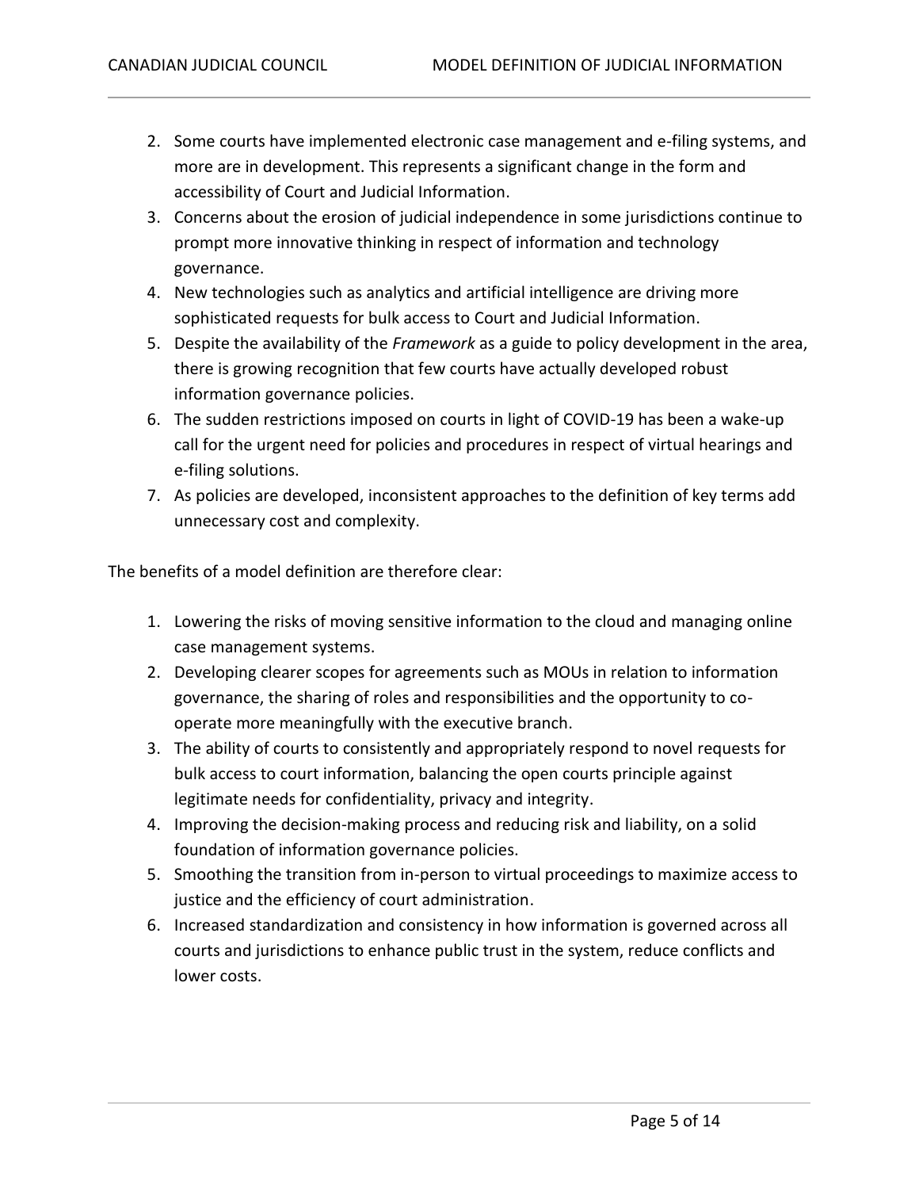2. Some courts have implemented electronic case management and e-filing systems, and more are in development. This represents a significant change in the form and accessibility of Court and Judicial Information.
3. Concerns about the erosion of judicial independence in some jurisdictions continue to prompt more innovative thinking in respect of information and technology governance.
4. New technologies such as analytics and artificial intelligence are driving more sophisticated requests for bulk access to Court and Judicial Information.
5. Despite the availability of the *Framework* as a guide to policy development in the area, there is growing recognition that few courts have actually developed robust information governance policies.
6. The sudden restrictions imposed on courts in light of COVID-19 has been a wake-up call for the urgent need for policies and procedures in respect of virtual hearings and e-filing solutions.
7. As policies are developed, inconsistent approaches to the definition of key terms add unnecessary cost and complexity.

The benefits of a model definition are therefore clear:

1. Lowering the risks of moving sensitive information to the cloud and managing online case management systems.
2. Developing clearer scopes for agreements such as MOUs in relation to information governance, the sharing of roles and responsibilities and the opportunity to co-operate more meaningfully with the executive branch.
3. The ability of courts to consistently and appropriately respond to novel requests for bulk access to court information, balancing the open courts principle against legitimate needs for confidentiality, privacy and integrity.
4. Improving the decision-making process and reducing risk and liability, on a solid foundation of information governance policies.
5. Smoothing the transition from in-person to virtual proceedings to maximize access to justice and the efficiency of court administration.
6. Increased standardization and consistency in how information is governed across all courts and jurisdictions to enhance public trust in the system, reduce conflicts and lower costs.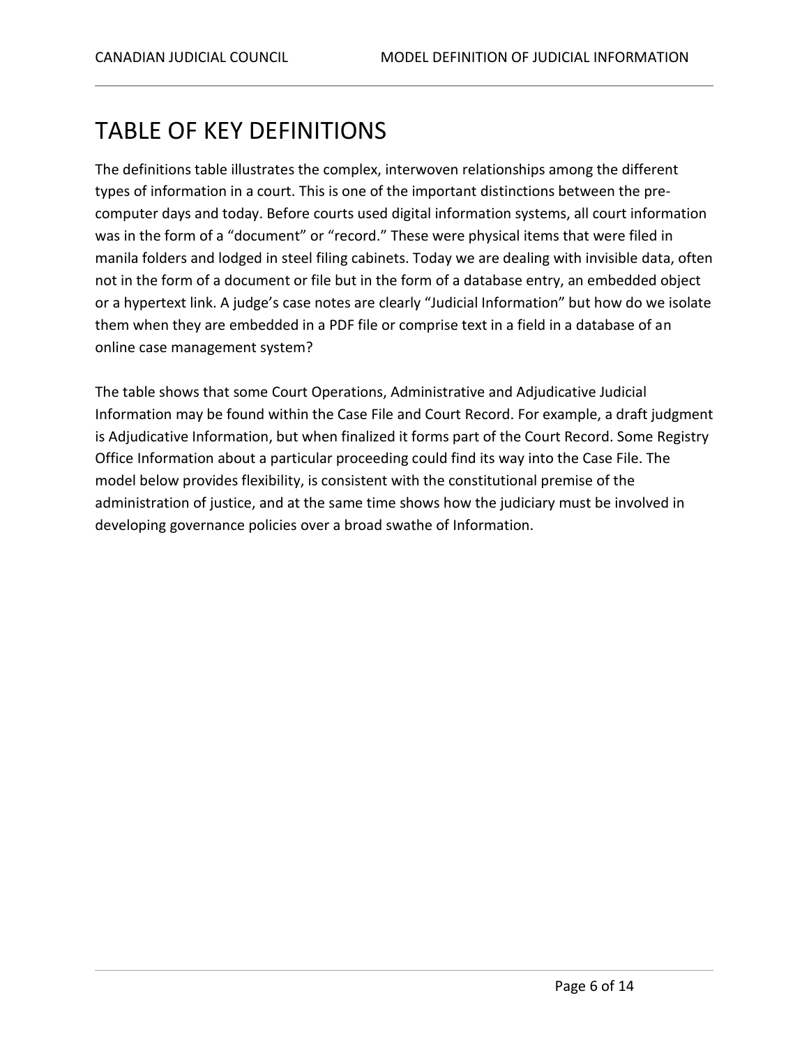# TABLE OF KEY DEFINITIONS

The definitions table illustrates the complex, interwoven relationships among the different types of information in a court. This is one of the important distinctions between the pre-computer days and today. Before courts used digital information systems, all court information was in the form of a "document" or "record." These were physical items that were filed in manila folders and lodged in steel filing cabinets. Today we are dealing with invisible data, often not in the form of a document or file but in the form of a database entry, an embedded object or a hypertext link. A judge's case notes are clearly "Judicial Information" but how do we isolate them when they are embedded in a PDF file or comprise text in a field in a database of an online case management system?

The table shows that some Court Operations, Administrative and Adjudicative Judicial Information may be found within the Case File and Court Record. For example, a draft judgment is Adjudicative Information, but when finalized it forms part of the Court Record. Some Registry Office Information about a particular proceeding could find its way into the Case File. The model below provides flexibility, is consistent with the constitutional premise of the administration of justice, and at the same time shows how the judiciary must be involved in developing governance policies over a broad swathe of Information.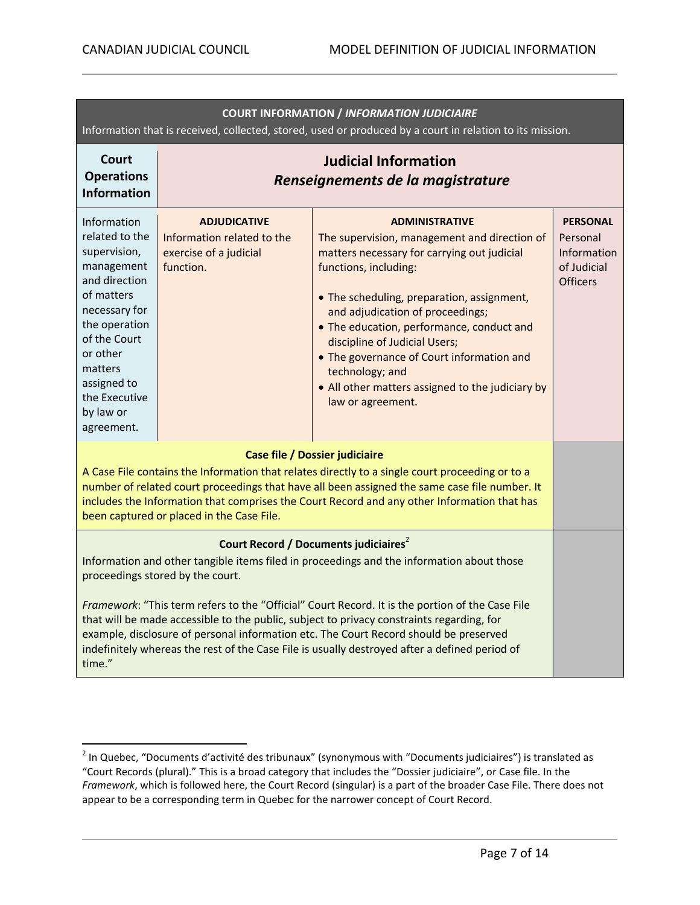| **COURT INFORMATION / *INFORMATION JUDICIAIRE*** Information that is received, collected, stored, used or produced by a court in relation to its mission. | | | |
|---|---|---|---|
| **Court Operations Information** | **Judicial Information** ***Renseignements de la magistrature*** | | |
| Information related to the supervision, management and direction of matters necessary for the operation of the Court or other matters assigned to the Executive by law or agreement. | **ADJUDICATIVE** Information related to the exercise of a judicial function. | **ADMINISTRATIVE** The supervision, management and direction of matters necessary for carrying out judicial functions, including: <br>• The scheduling, preparation, assignment, and adjudication of proceedings;<br>• The education, performance, conduct and discipline of Judicial Users;<br>• The governance of Court information and technology; and<br>• All other matters assigned to the judiciary by law or agreement. | **PERSONAL** Personal Information of Judicial Officers |
| **Case file / Dossier judiciaire** A Case File contains the Information that relates directly to a single court proceeding or to a number of related court proceedings that have all been assigned the same case file number. It includes the Information that comprises the Court Record and any other Information that has been captured or placed in the Case File. | | | |
| **Court Record / Documents judiciaires**[2] Information and other tangible items filed in proceedings and the information about those proceedings stored by the court.<br><br>*Framework*: "This term refers to the "Official" Court Record. It is the portion of the Case File that will be made accessible to the public, subject to privacy constraints regarding, for example, disclosure of personal information etc. The Court Record should be preserved indefinitely whereas the rest of the Case File is usually destroyed after a defined period of time." | | | |

[2] In Quebec, "Documents d'activité des tribunaux" (synonymous with "Documents judiciaires") is translated as "Court Records (plural)." This is a broad category that includes the "Dossier judiciaire", or Case file. In the *Framework*, which is followed here, the Court Record (singular) is a part of the broader Case File. There does not appear to be a corresponding term in Quebec for the narrower concept of Court Record.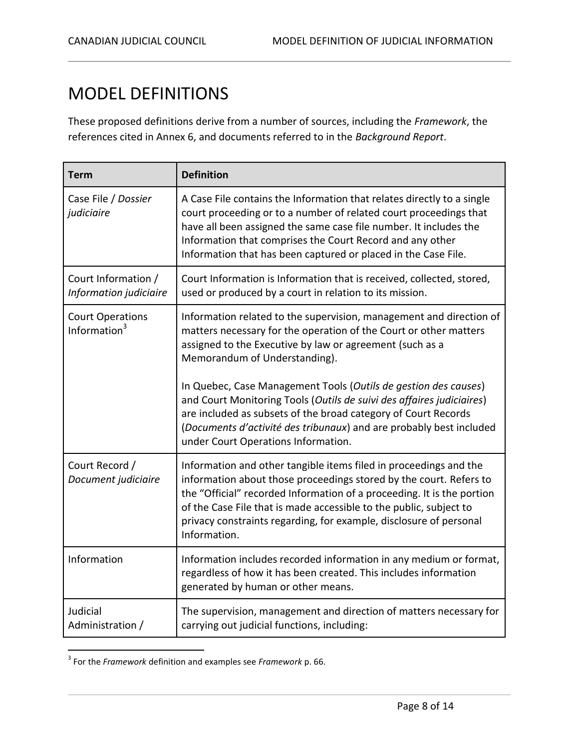# MODEL DEFINITIONS

These proposed definitions derive from a number of sources, including the *Framework*, the references cited in Annex 6, and documents referred to in the *Background Report*.

| Term | Definition |
|---|---|
| Case File / *Dossier judiciaire* | A Case File contains the Information that relates directly to a single court proceeding or to a number of related court proceedings that have all been assigned the same case file number. It includes the Information that comprises the Court Record and any other Information that has been captured or placed in the Case File. |
| Court Information / *Information judiciaire* | Court Information is Information that is received, collected, stored, used or produced by a court in relation to its mission. |
| Court Operations Information[3] | Information related to the supervision, management and direction of matters necessary for the operation of the Court or other matters assigned to the Executive by law or agreement (such as a Memorandum of Understanding).<br><br>In Quebec, Case Management Tools (*Outils de gestion des causes*) and Court Monitoring Tools (*Outils de suivi des affaires judiciaires*) are included as subsets of the broad category of Court Records (*Documents d'activité des tribunaux*) and are probably best included under Court Operations Information. |
| Court Record / *Document judiciaire* | Information and other tangible items filed in proceedings and the information about those proceedings stored by the court. Refers to the "Official" recorded Information of a proceeding. It is the portion of the Case File that is made accessible to the public, subject to privacy constraints regarding, for example, disclosure of personal Information. |
| Information | Information includes recorded information in any medium or format, regardless of how it has been created. This includes information generated by human or other means. |
| Judicial Administration / | The supervision, management and direction of matters necessary for carrying out judicial functions, including: |

[3] For the *Framework* definition and examples see *Framework* p. 66.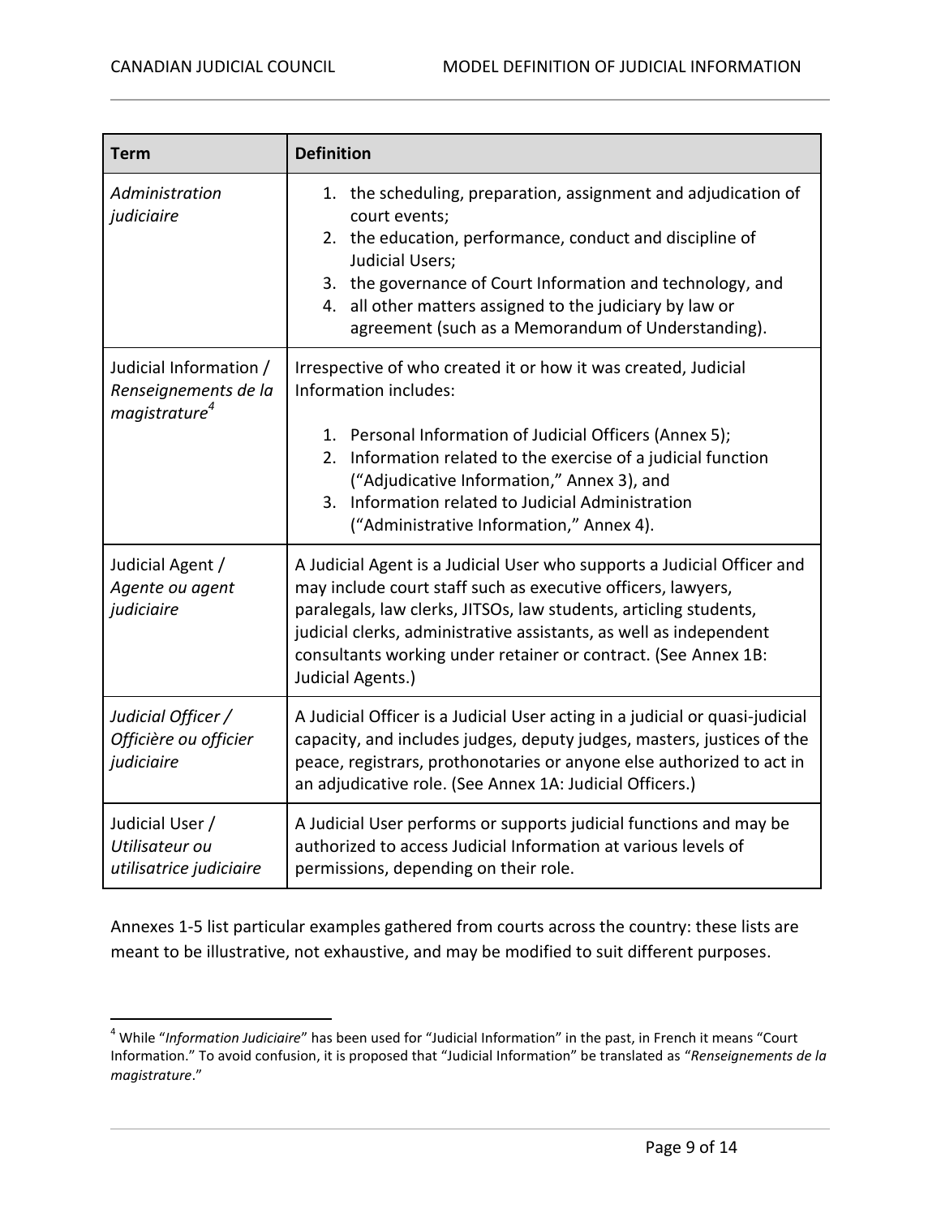| Term | Definition |
|---|---|
| *Administration judiciaire* | 1. the scheduling, preparation, assignment and adjudication of court events;<br>2. the education, performance, conduct and discipline of Judicial Users;<br>3. the governance of Court Information and technology, and<br>4. all other matters assigned to the judiciary by law or agreement (such as a Memorandum of Understanding). |
| Judicial Information / *Renseignements de la magistrature*[4] | Irrespective of who created it or how it was created, Judicial Information includes:<br><br>1. Personal Information of Judicial Officers (Annex 5);<br>2. Information related to the exercise of a judicial function ("Adjudicative Information," Annex 3), and<br>3. Information related to Judicial Administration ("Administrative Information," Annex 4). |
| Judicial Agent / *Agente ou agent judiciaire* | A Judicial Agent is a Judicial User who supports a Judicial Officer and may include court staff such as executive officers, lawyers, paralegals, law clerks, JITSOs, law students, articling students, judicial clerks, administrative assistants, as well as independent consultants working under retainer or contract. (See Annex 1B: Judicial Agents.) |
| *Judicial Officer / Officière ou officier judiciaire* | A Judicial Officer is a Judicial User acting in a judicial or quasi-judicial capacity, and includes judges, deputy judges, masters, justices of the peace, registrars, prothonotaries or anyone else authorized to act in an adjudicative role. (See Annex 1A: Judicial Officers.) |
| Judicial User / *Utilisateur ou utilisatrice judiciaire* | A Judicial User performs or supports judicial functions and may be authorized to access Judicial Information at various levels of permissions, depending on their role. |

Annexes 1-5 list particular examples gathered from courts across the country: these lists are meant to be illustrative, not exhaustive, and may be modified to suit different purposes.

[4] While "*Information Judiciaire*" has been used for "Judicial Information" in the past, in French it means "Court Information." To avoid confusion, it is proposed that "Judicial Information" be translated as "*Renseignements de la magistrature*."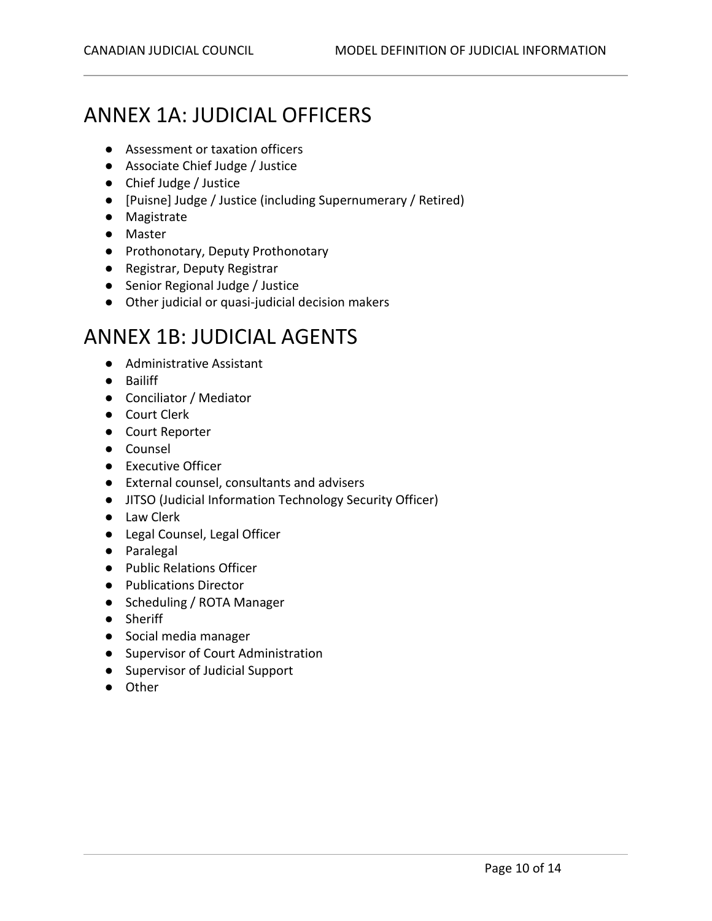# ANNEX 1A: JUDICIAL OFFICERS

- Assessment or taxation officers
- Associate Chief Judge / Justice
- Chief Judge / Justice
- [Puisne] Judge / Justice (including Supernumerary / Retired)
- Magistrate
- Master
- Prothonotary, Deputy Prothonotary
- Registrar, Deputy Registrar
- Senior Regional Judge / Justice
- Other judicial or quasi-judicial decision makers

# ANNEX 1B: JUDICIAL AGENTS

- Administrative Assistant
- Bailiff
- Conciliator / Mediator
- Court Clerk
- Court Reporter
- Counsel
- Executive Officer
- External counsel, consultants and advisers
- JITSO (Judicial Information Technology Security Officer)
- Law Clerk
- Legal Counsel, Legal Officer
- Paralegal
- Public Relations Officer
- Publications Director
- Scheduling / ROTA Manager
- Sheriff
- Social media manager
- Supervisor of Court Administration
- Supervisor of Judicial Support
- Other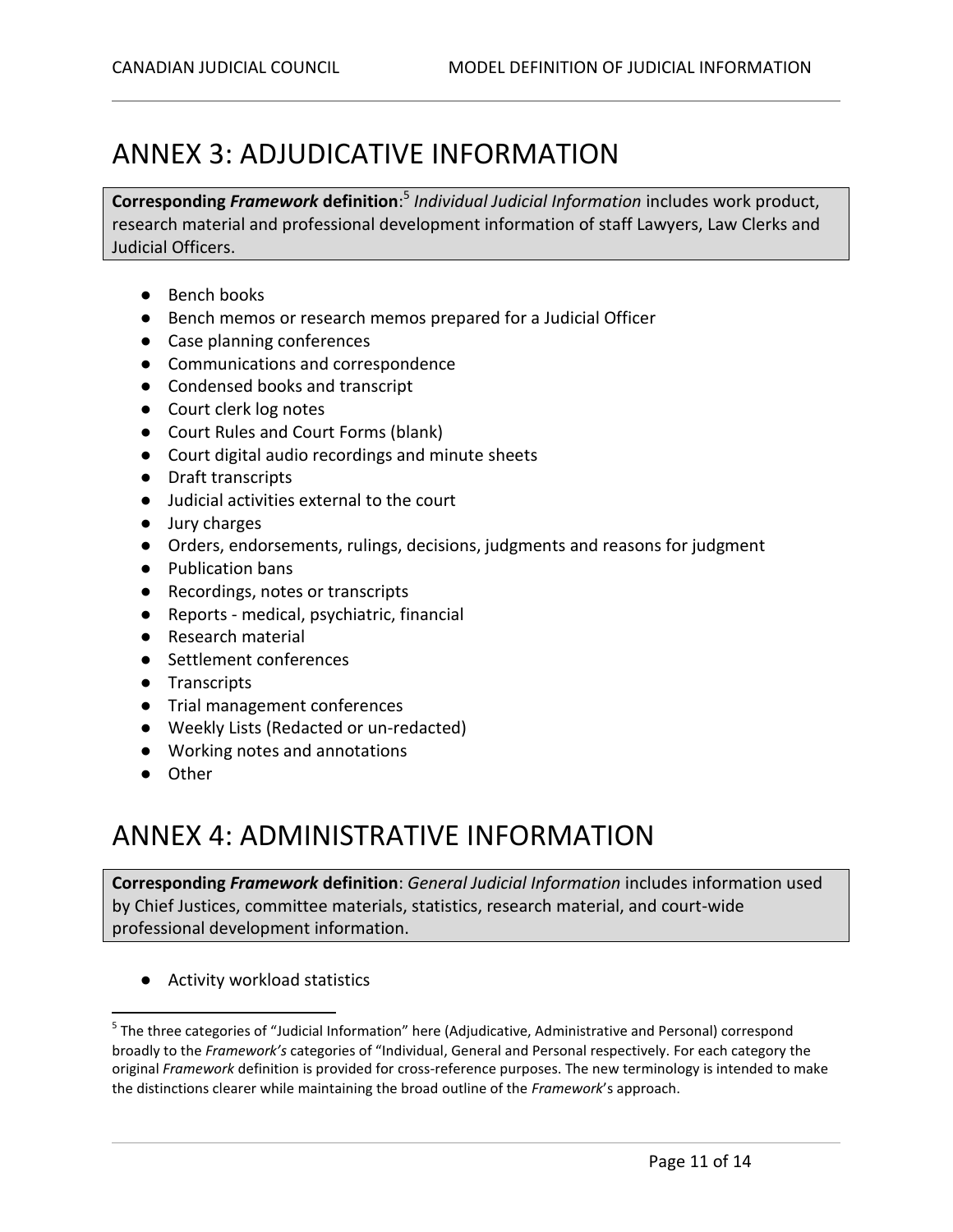# ANNEX 3: ADJUDICATIVE INFORMATION

**Corresponding *Framework* definition**:[5] *Individual Judicial Information* includes work product, research material and professional development information of staff Lawyers, Law Clerks and Judicial Officers.

- Bench books
- Bench memos or research memos prepared for a Judicial Officer
- Case planning conferences
- Communications and correspondence
- Condensed books and transcript
- Court clerk log notes
- Court Rules and Court Forms (blank)
- Court digital audio recordings and minute sheets
- Draft transcripts
- Judicial activities external to the court
- Jury charges
- Orders, endorsements, rulings, decisions, judgments and reasons for judgment
- Publication bans
- Recordings, notes or transcripts
- Reports - medical, psychiatric, financial
- Research material
- Settlement conferences
- Transcripts
- Trial management conferences
- Weekly Lists (Redacted or un-redacted)
- Working notes and annotations
- Other

# ANNEX 4: ADMINISTRATIVE INFORMATION

**Corresponding *Framework* definition**: *General Judicial Information* includes information used by Chief Justices, committee materials, statistics, research material, and court-wide professional development information.

- Activity workload statistics

[5] The three categories of "Judicial Information" here (Adjudicative, Administrative and Personal) correspond broadly to the *Framework's* categories of "Individual, General and Personal respectively. For each category the original *Framework* definition is provided for cross-reference purposes. The new terminology is intended to make the distinctions clearer while maintaining the broad outline of the *Framework*'s approach.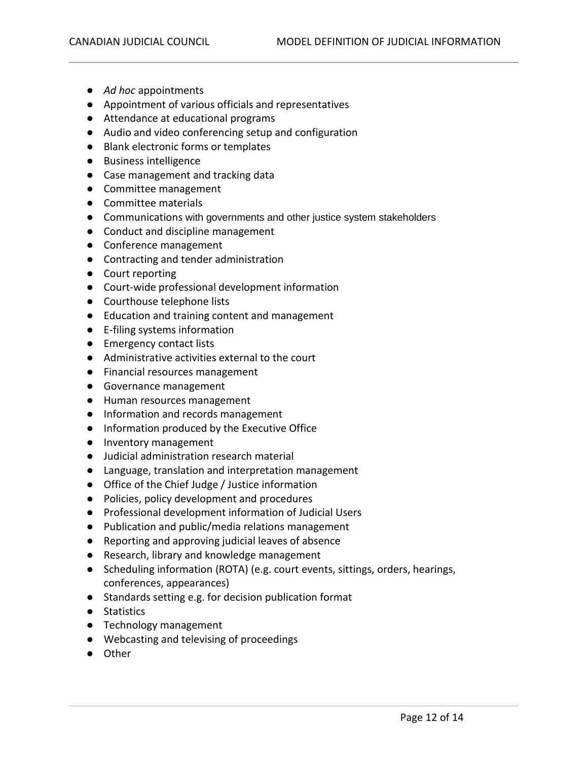- *Ad hoc* appointments
- Appointment of various officials and representatives
- Attendance at educational programs
- Audio and video conferencing setup and configuration
- Blank electronic forms or templates
- Business intelligence
- Case management and tracking data
- Committee management
- Committee materials
- Communications with governments and other justice system stakeholders
- Conduct and discipline management
- Conference management
- Contracting and tender administration
- Court reporting
- Court-wide professional development information
- Courthouse telephone lists
- Education and training content and management
- E-filing systems information
- Emergency contact lists
- Administrative activities external to the court
- Financial resources management
- Governance management
- Human resources management
- Information and records management
- Information produced by the Executive Office
- Inventory management
- Judicial administration research material
- Language, translation and interpretation management
- Office of the Chief Judge / Justice information
- Policies, policy development and procedures
- Professional development information of Judicial Users
- Publication and public/media relations management
- Reporting and approving judicial leaves of absence
- Research, library and knowledge management
- Scheduling information (ROTA) (e.g. court events, sittings, orders, hearings, conferences, appearances)
- Standards setting e.g. for decision publication format
- Statistics
- Technology management
- Webcasting and televising of proceedings
- Other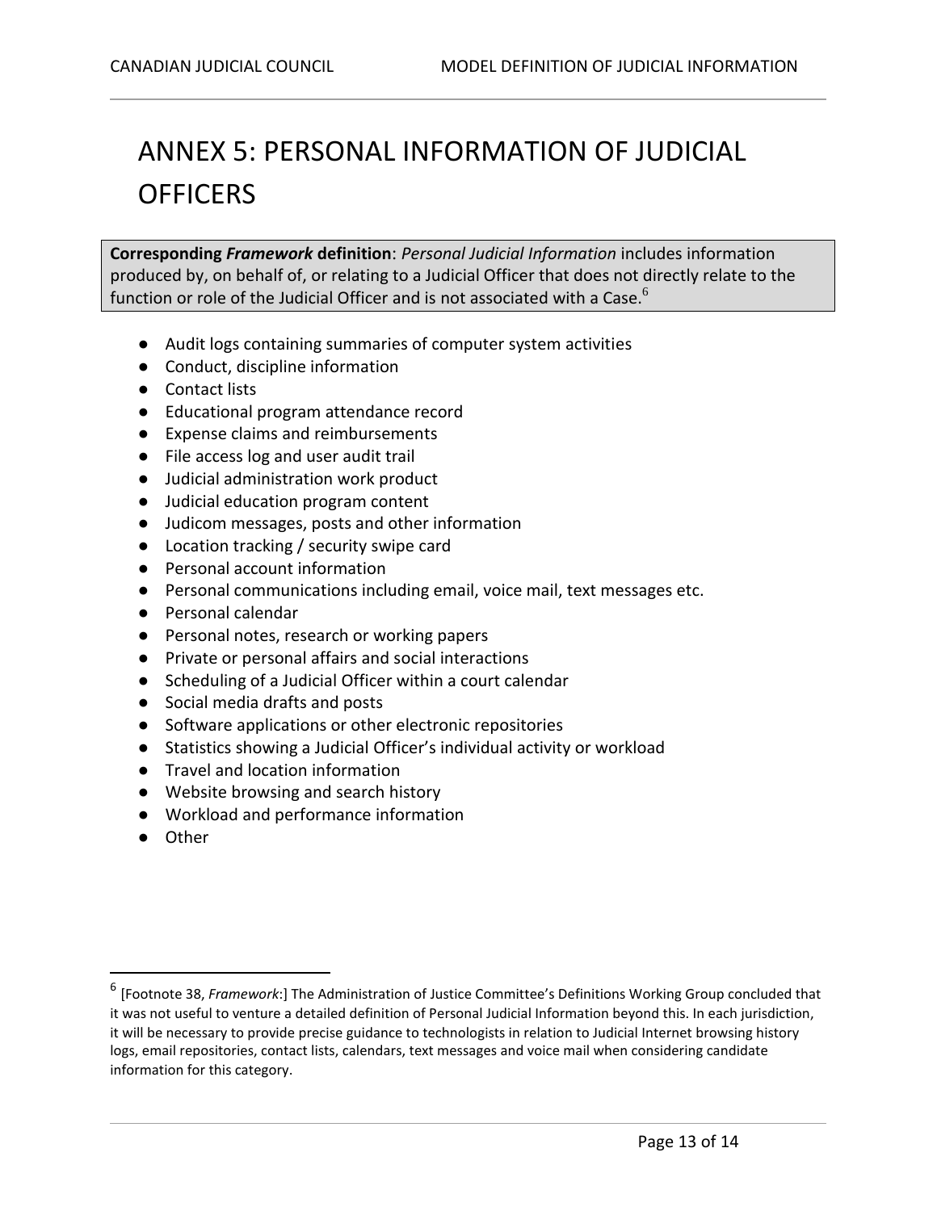# ANNEX 5: PERSONAL INFORMATION OF JUDICIAL OFFICERS

**Corresponding *Framework* definition**: *Personal Judicial Information* includes information produced by, on behalf of, or relating to a Judicial Officer that does not directly relate to the function or role of the Judicial Officer and is not associated with a Case.[6]

- Audit logs containing summaries of computer system activities
- Conduct, discipline information
- Contact lists
- Educational program attendance record
- Expense claims and reimbursements
- File access log and user audit trail
- Judicial administration work product
- Judicial education program content
- Judicom messages, posts and other information
- Location tracking / security swipe card
- Personal account information
- Personal communications including email, voice mail, text messages etc.
- Personal calendar
- Personal notes, research or working papers
- Private or personal affairs and social interactions
- Scheduling of a Judicial Officer within a court calendar
- Social media drafts and posts
- Software applications or other electronic repositories
- Statistics showing a Judicial Officer's individual activity or workload
- Travel and location information
- Website browsing and search history
- Workload and performance information
- Other

---

[6] [Footnote 38, *Framework*:] The Administration of Justice Committee's Definitions Working Group concluded that it was not useful to venture a detailed definition of Personal Judicial Information beyond this. In each jurisdiction, it will be necessary to provide precise guidance to technologists in relation to Judicial Internet browsing history logs, email repositories, contact lists, calendars, text messages and voice mail when considering candidate information for this category.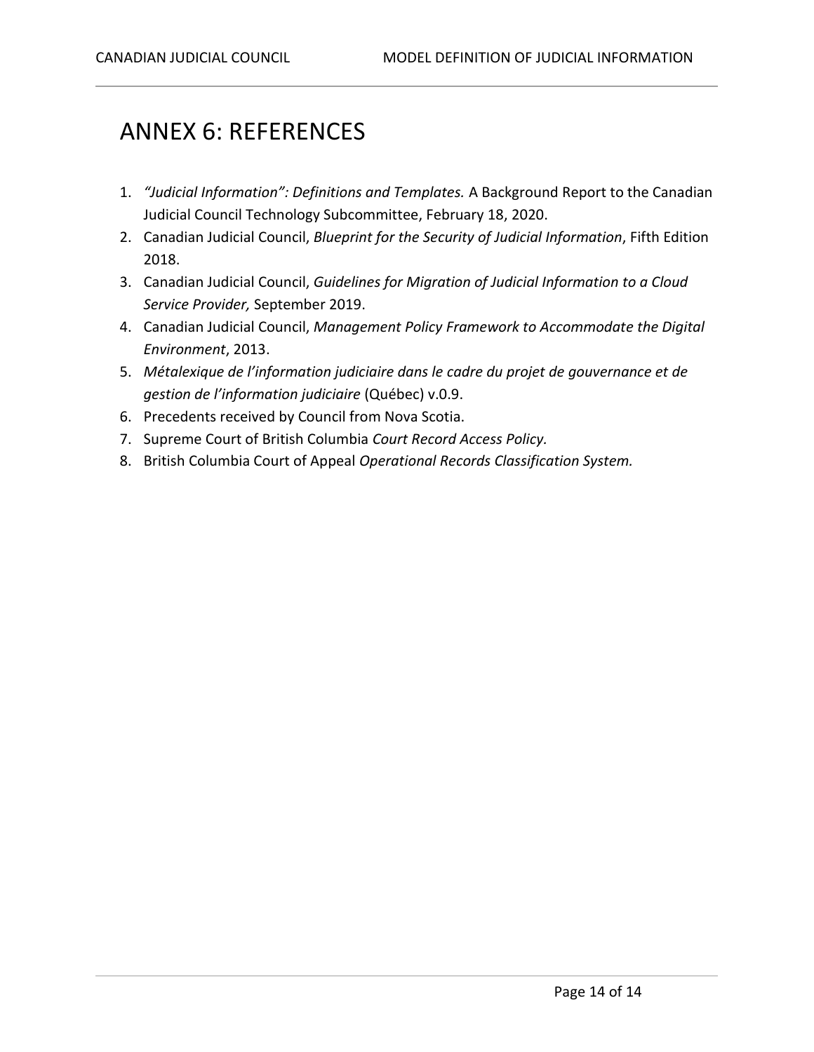# ANNEX 6: REFERENCES

1. *"Judicial Information": Definitions and Templates.* A Background Report to the Canadian Judicial Council Technology Subcommittee, February 18, 2020.
2. Canadian Judicial Council, *Blueprint for the Security of Judicial Information*, Fifth Edition 2018.
3. Canadian Judicial Council, *Guidelines for Migration of Judicial Information to a Cloud Service Provider,* September 2019.
4. Canadian Judicial Council, *Management Policy Framework to Accommodate the Digital Environment*, 2013.
5. *Métalexique de l'information judiciaire dans le cadre du projet de gouvernance et de gestion de l'information judiciaire* (Québec) v.0.9.
6. Precedents received by Council from Nova Scotia.
7. Supreme Court of British Columbia *Court Record Access Policy.*
8. British Columbia Court of Appeal *Operational Records Classification System.*